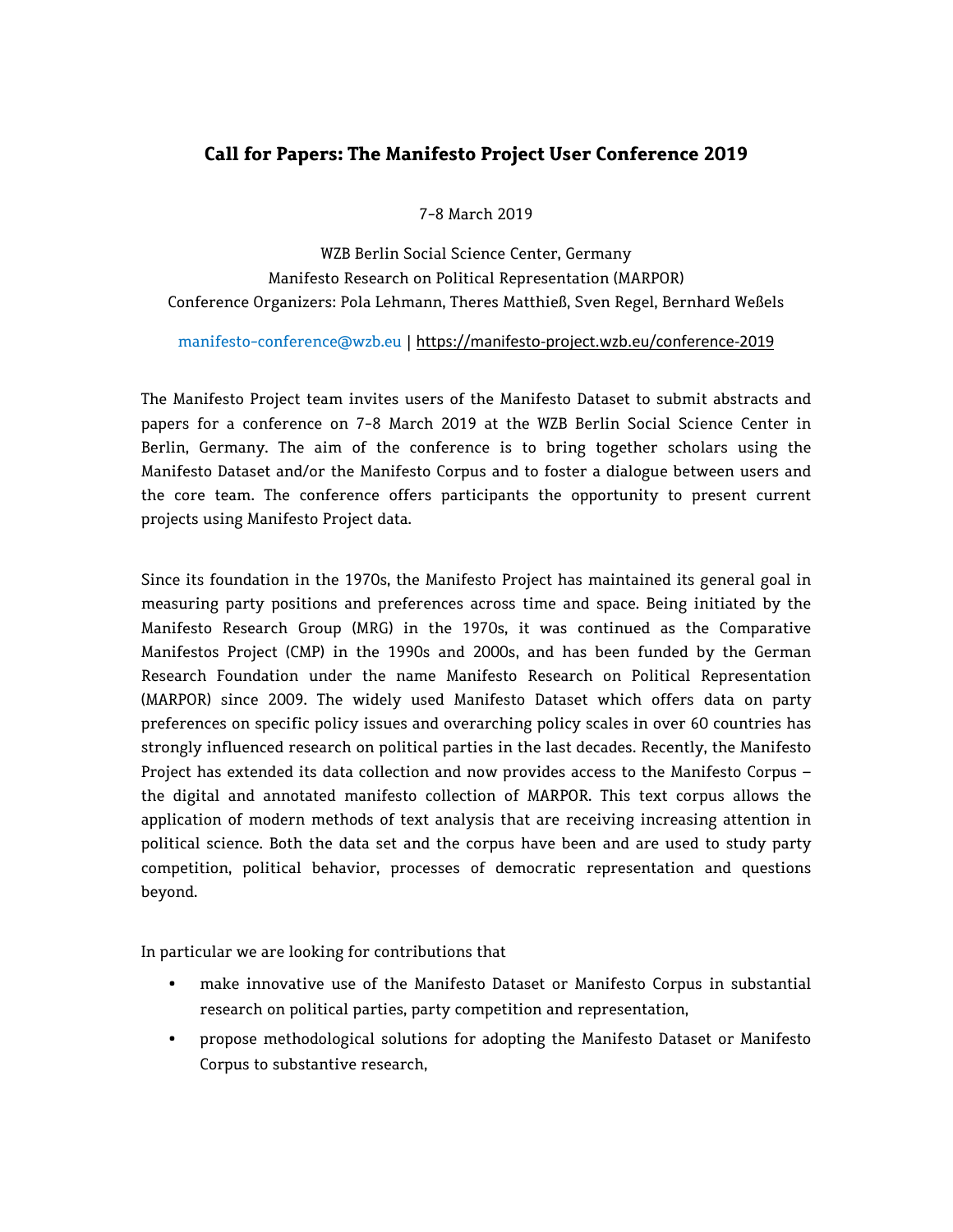## Call for Papers: The Manifesto Project User Conference 2019

7-8 March 2019

WZB Berlin Social Science Center, Germany
Manifesto Research on Political Representation (MARPOR)
Conference Organizers: Pola Lehmann, Theres Matthieß, Sven Regel, Bernhard Weßels

manifesto-conference@wzb.eu | https://manifesto-project.wzb.eu/conference-2019

The Manifesto Project team invites users of the Manifesto Dataset to submit abstracts and papers for a conference on 7-8 March 2019 at the WZB Berlin Social Science Center in Berlin, Germany. The aim of the conference is to bring together scholars using the Manifesto Dataset and/or the Manifesto Corpus and to foster a dialogue between users and the core team. The conference offers participants the opportunity to present current projects using Manifesto Project data.

Since its foundation in the 1970s, the Manifesto Project has maintained its general goal in measuring party positions and preferences across time and space. Being initiated by the Manifesto Research Group (MRG) in the 1970s, it was continued as the Comparative Manifestos Project (CMP) in the 1990s and 2000s, and has been funded by the German Research Foundation under the name Manifesto Research on Political Representation (MARPOR) since 2009. The widely used Manifesto Dataset which offers data on party preferences on specific policy issues and overarching policy scales in over 60 countries has strongly influenced research on political parties in the last decades. Recently, the Manifesto Project has extended its data collection and now provides access to the Manifesto Corpus – the digital and annotated manifesto collection of MARPOR. This text corpus allows the application of modern methods of text analysis that are receiving increasing attention in political science. Both the data set and the corpus have been and are used to study party competition, political behavior, processes of democratic representation and questions beyond.

In particular we are looking for contributions that

- make innovative use of the Manifesto Dataset or Manifesto Corpus in substantial research on political parties, party competition and representation,
- propose methodological solutions for adopting the Manifesto Dataset or Manifesto Corpus to substantive research,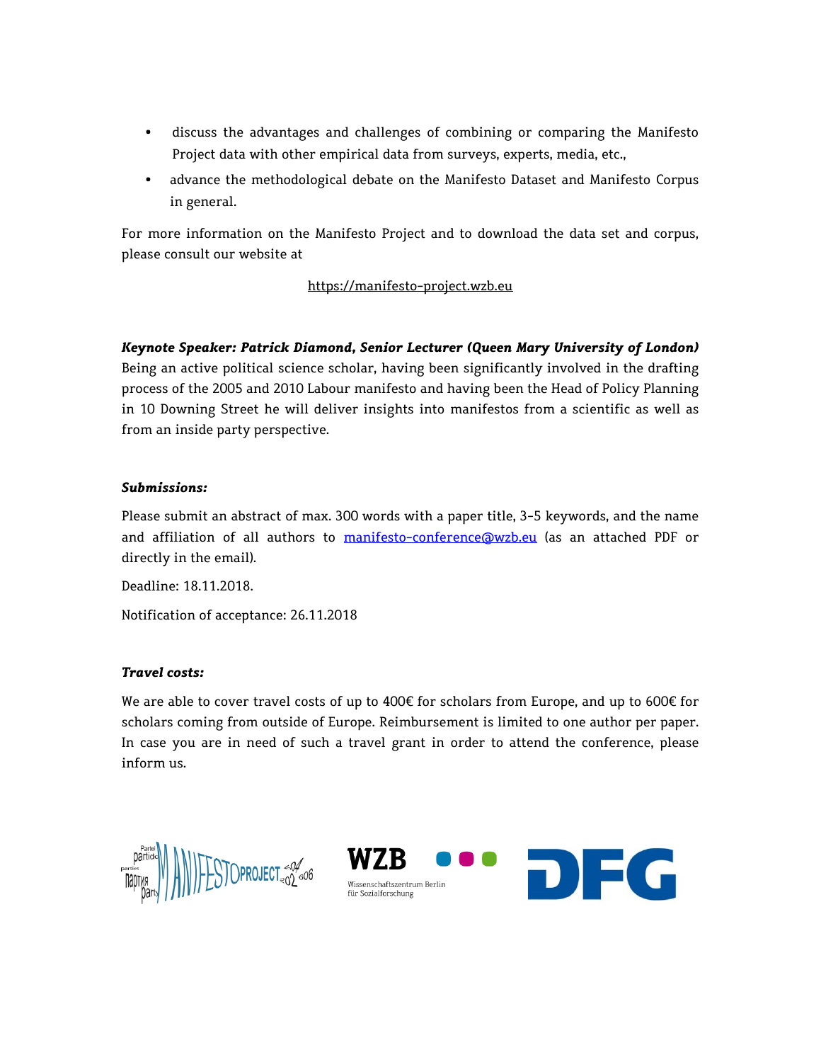- discuss the advantages and challenges of combining or comparing the Manifesto Project data with other empirical data from surveys, experts, media, etc.,
- advance the methodological debate on the Manifesto Dataset and Manifesto Corpus in general.

For more information on the Manifesto Project and to download the data set and corpus, please consult our website at

https://manifesto-project.wzb.eu

***Keynote Speaker: Patrick Diamond, Senior Lecturer (Queen Mary University of London)***
Being an active political science scholar, having been significantly involved in the drafting process of the 2005 and 2010 Labour manifesto and having been the Head of Policy Planning in 10 Downing Street he will deliver insights into manifestos from a scientific as well as from an inside party perspective.

***Submissions:***

Please submit an abstract of max. 300 words with a paper title, 3-5 keywords, and the name and affiliation of all authors to manifesto-conference@wzb.eu (as an attached PDF or directly in the email).

Deadline: 18.11.2018.

Notification of acceptance: 26.11.2018

***Travel costs:***

We are able to cover travel costs of up to 400€ for scholars from Europe, and up to 600€ for scholars coming from outside of Europe. Reimbursement is limited to one author per paper. In case you are in need of such a travel grant in order to attend the conference, please inform us.